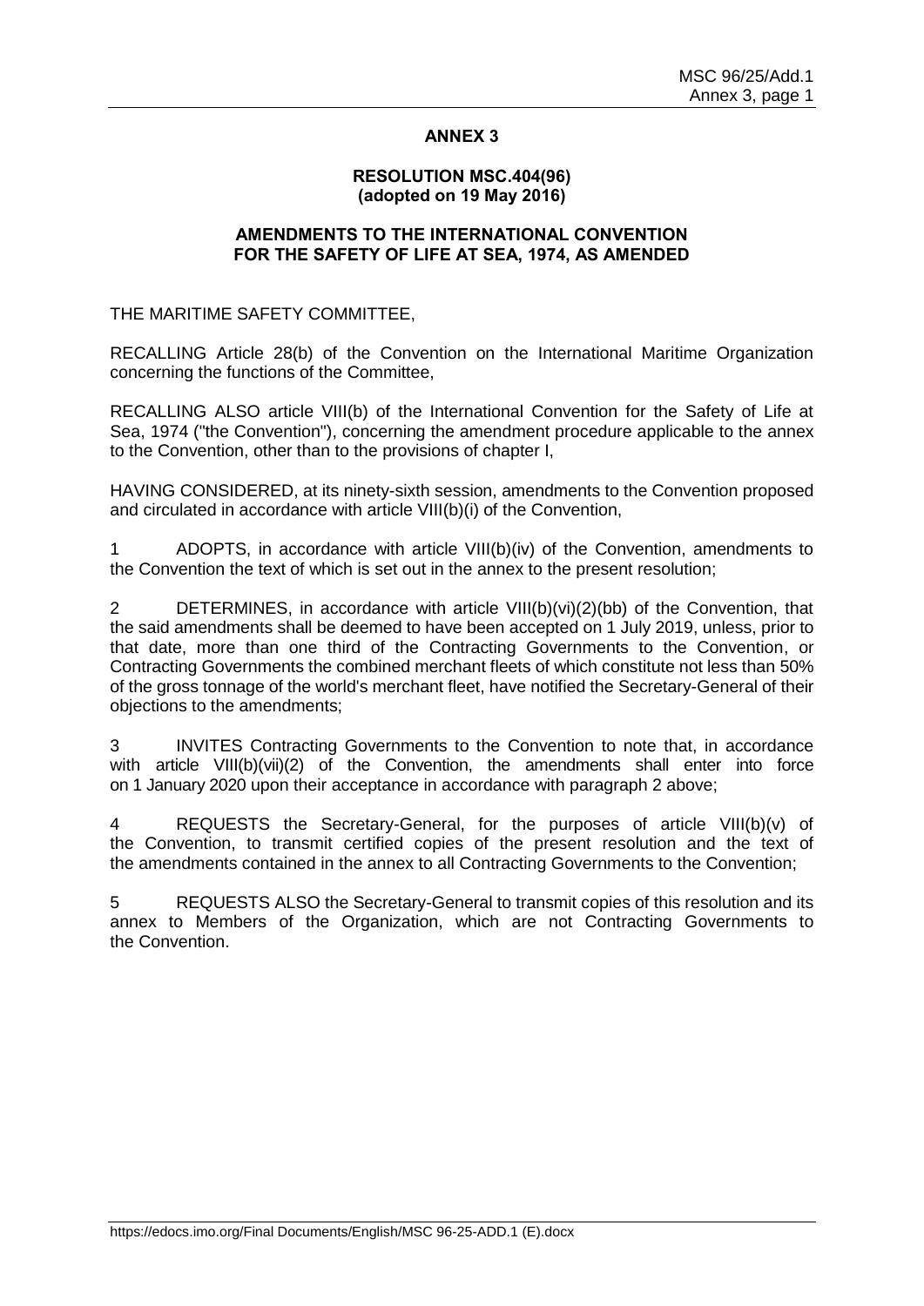# ANNEX 3

## RESOLUTION MSC.404(96) (adopted on 19 May 2016)

## AMENDMENTS TO THE INTERNATIONAL CONVENTION FOR THE SAFETY OF LIFE AT SEA, 1974, AS AMENDED

THE MARITIME SAFETY COMMITTEE,

RECALLING Article 28(b) of the Convention on the International Maritime Organization concerning the functions of the Committee,

RECALLING ALSO article VIII(b) of the International Convention for the Safety of Life at Sea, 1974 ("the Convention"), concerning the amendment procedure applicable to the annex to the Convention, other than to the provisions of chapter I,

HAVING CONSIDERED, at its ninety-sixth session, amendments to the Convention proposed and circulated in accordance with article VIII(b)(i) of the Convention,

1 ADOPTS, in accordance with article VIII(b)(iv) of the Convention, amendments to the Convention the text of which is set out in the annex to the present resolution;

2 DETERMINES, in accordance with article VIII(b)(vi)(2)(bb) of the Convention, that the said amendments shall be deemed to have been accepted on 1 July 2019, unless, prior to that date, more than one third of the Contracting Governments to the Convention, or Contracting Governments the combined merchant fleets of which constitute not less than 50% of the gross tonnage of the world's merchant fleet, have notified the Secretary-General of their objections to the amendments;

3 INVITES Contracting Governments to the Convention to note that, in accordance with article VIII(b)(vii)(2) of the Convention, the amendments shall enter into force on 1 January 2020 upon their acceptance in accordance with paragraph 2 above;

4 REQUESTS the Secretary-General, for the purposes of article VIII(b)(v) of the Convention, to transmit certified copies of the present resolution and the text of the amendments contained in the annex to all Contracting Governments to the Convention;

5 REQUESTS ALSO the Secretary-General to transmit copies of this resolution and its annex to Members of the Organization, which are not Contracting Governments to the Convention.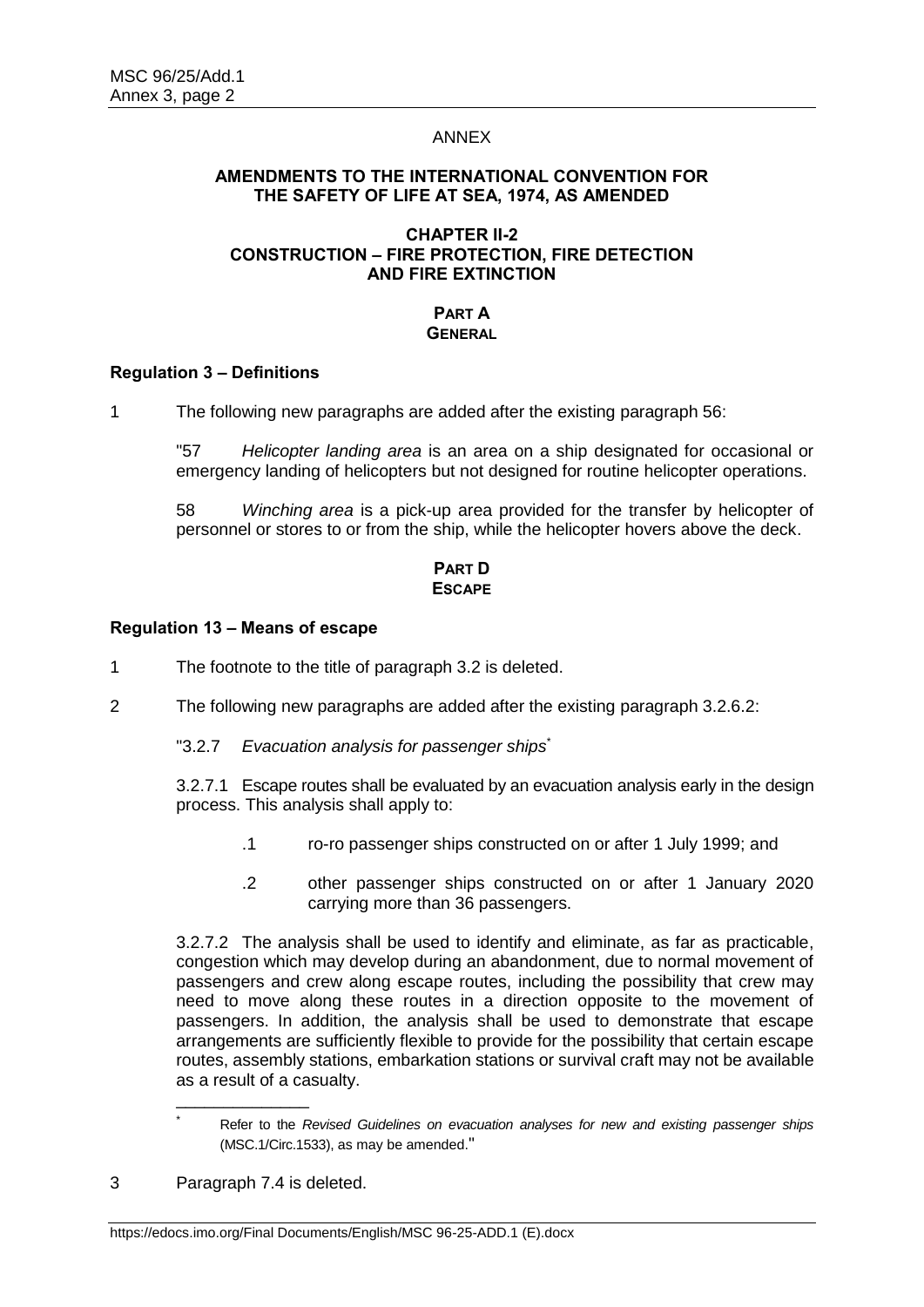ANNEX

## AMENDMENTS TO THE INTERNATIONAL CONVENTION FOR THE SAFETY OF LIFE AT SEA, 1974, AS AMENDED

### CHAPTER II-2 CONSTRUCTION – FIRE PROTECTION, FIRE DETECTION AND FIRE EXTINCTION

#### PART A GENERAL

**Regulation 3 – Definitions**

1 The following new paragraphs are added after the existing paragraph 56:

"57 *Helicopter landing area* is an area on a ship designated for occasional or emergency landing of helicopters but not designed for routine helicopter operations.

58 *Winching area* is a pick-up area provided for the transfer by helicopter of personnel or stores to or from the ship, while the helicopter hovers above the deck.

#### PART D ESCAPE

**Regulation 13 – Means of escape**

1 The footnote to the title of paragraph 3.2 is deleted.

2 The following new paragraphs are added after the existing paragraph 3.2.6.2:

"3.2.7 *Evacuation analysis for passenger ships*[*]

3.2.7.1 Escape routes shall be evaluated by an evacuation analysis early in the design process. This analysis shall apply to:

.1 ro-ro passenger ships constructed on or after 1 July 1999; and

.2 other passenger ships constructed on or after 1 January 2020 carrying more than 36 passengers.

3.2.7.2 The analysis shall be used to identify and eliminate, as far as practicable, congestion which may develop during an abandonment, due to normal movement of passengers and crew along escape routes, including the possibility that crew may need to move along these routes in a direction opposite to the movement of passengers. In addition, the analysis shall be used to demonstrate that escape arrangements are sufficiently flexible to provide for the possibility that certain escape routes, assembly stations, embarkation stations or survival craft may not be available as a result of a casualty.

---

[*] Refer to the *Revised Guidelines on evacuation analyses for new and existing passenger ships* (MSC.1/Circ.1533), as may be amended."

3 Paragraph 7.4 is deleted.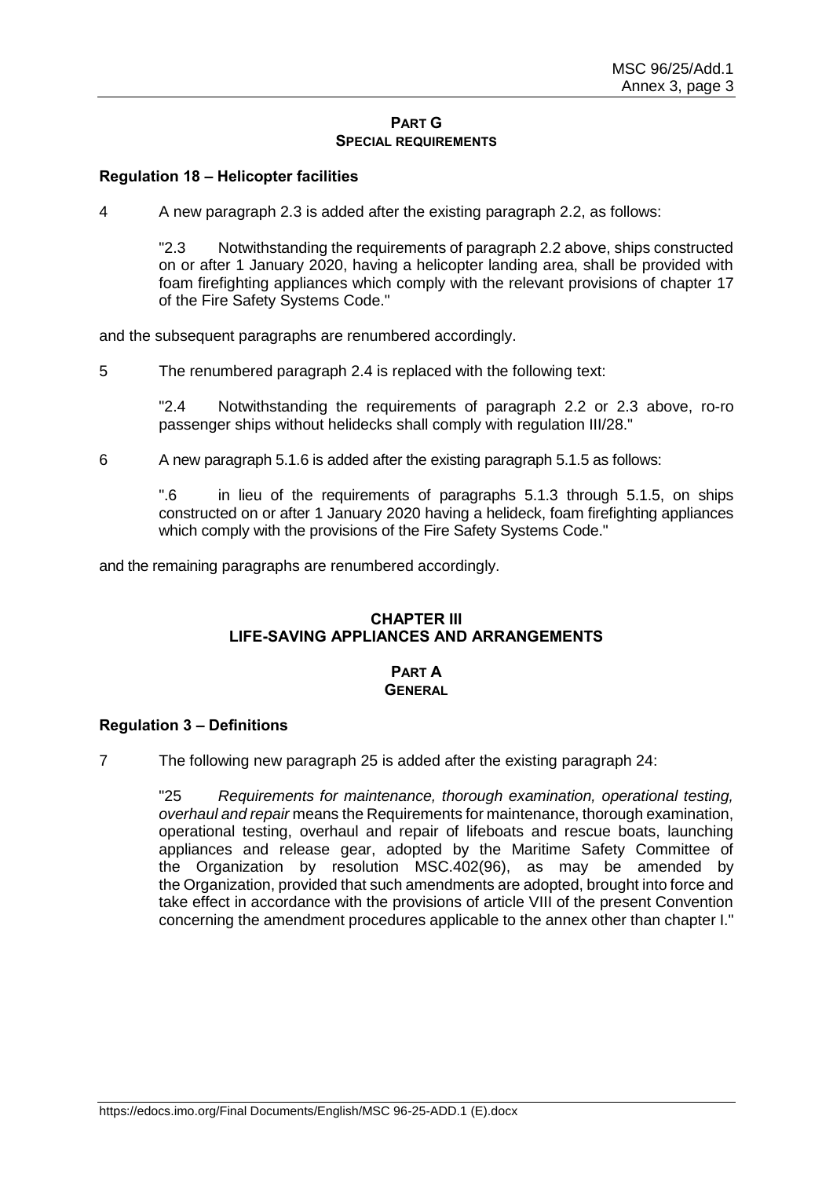**PART G**
**SPECIAL REQUIREMENTS**

**Regulation 18 – Helicopter facilities**

4 A new paragraph 2.3 is added after the existing paragraph 2.2, as follows:

> "2.3 Notwithstanding the requirements of paragraph 2.2 above, ships constructed on or after 1 January 2020, having a helicopter landing area, shall be provided with foam firefighting appliances which comply with the relevant provisions of chapter 17 of the Fire Safety Systems Code."

and the subsequent paragraphs are renumbered accordingly.

5 The renumbered paragraph 2.4 is replaced with the following text:

> "2.4 Notwithstanding the requirements of paragraph 2.2 or 2.3 above, ro-ro passenger ships without helidecks shall comply with regulation III/28."

6 A new paragraph 5.1.6 is added after the existing paragraph 5.1.5 as follows:

> ".6 in lieu of the requirements of paragraphs 5.1.3 through 5.1.5, on ships constructed on or after 1 January 2020 having a helideck, foam firefighting appliances which comply with the provisions of the Fire Safety Systems Code."

and the remaining paragraphs are renumbered accordingly.

**CHAPTER III**
**LIFE-SAVING APPLIANCES AND ARRANGEMENTS**

**PART A**
**GENERAL**

**Regulation 3 – Definitions**

7 The following new paragraph 25 is added after the existing paragraph 24:

> "25 *Requirements for maintenance, thorough examination, operational testing, overhaul and repair* means the Requirements for maintenance, thorough examination, operational testing, overhaul and repair of lifeboats and rescue boats, launching appliances and release gear, adopted by the Maritime Safety Committee of the Organization by resolution MSC.402(96), as may be amended by the Organization, provided that such amendments are adopted, brought into force and take effect in accordance with the provisions of article VIII of the present Convention concerning the amendment procedures applicable to the annex other than chapter I."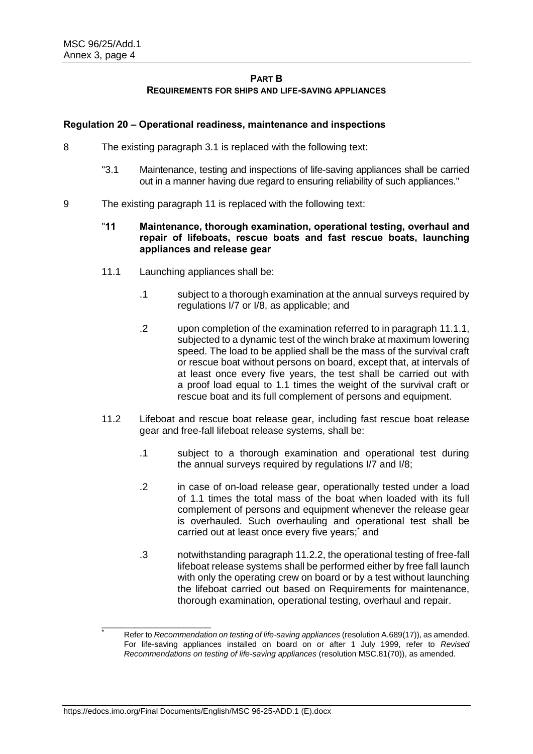## PART B
### REQUIREMENTS FOR SHIPS AND LIFE-SAVING APPLIANCES

### Regulation 20 – Operational readiness, maintenance and inspections

8 The existing paragraph 3.1 is replaced with the following text:

> "3.1 Maintenance, testing and inspections of life-saving appliances shall be carried out in a manner having due regard to ensuring reliability of such appliances."

9 The existing paragraph 11 is replaced with the following text:

> "**11 Maintenance, thorough examination, operational testing, overhaul and repair of lifeboats, rescue boats and fast rescue boats, launching appliances and release gear**
>
> 11.1 Launching appliances shall be:
>
> .1 subject to a thorough examination at the annual surveys required by regulations I/7 or I/8, as applicable; and
>
> .2 upon completion of the examination referred to in paragraph 11.1.1, subjected to a dynamic test of the winch brake at maximum lowering speed. The load to be applied shall be the mass of the survival craft or rescue boat without persons on board, except that, at intervals of at least once every five years, the test shall be carried out with a proof load equal to 1.1 times the weight of the survival craft or rescue boat and its full complement of persons and equipment.
>
> 11.2 Lifeboat and rescue boat release gear, including fast rescue boat release gear and free-fall lifeboat release systems, shall be:
>
> .1 subject to a thorough examination and operational test during the annual surveys required by regulations I/7 and I/8;
>
> .2 in case of on-load release gear, operationally tested under a load of 1.1 times the total mass of the boat when loaded with its full complement of persons and equipment whenever the release gear is overhauled. Such overhauling and operational test shall be carried out at least once every five years;* and
>
> .3 notwithstanding paragraph 11.2.2, the operational testing of free-fall lifeboat release systems shall be performed either by free fall launch with only the operating crew on board or by a test without launching the lifeboat carried out based on Requirements for maintenance, thorough examination, operational testing, overhaul and repair.

---

\* Refer to *Recommendation on testing of life-saving appliances* (resolution A.689(17)), as amended. For life-saving appliances installed on board on or after 1 July 1999, refer to *Revised Recommendations on testing of life-saving appliances* (resolution MSC.81(70)), as amended.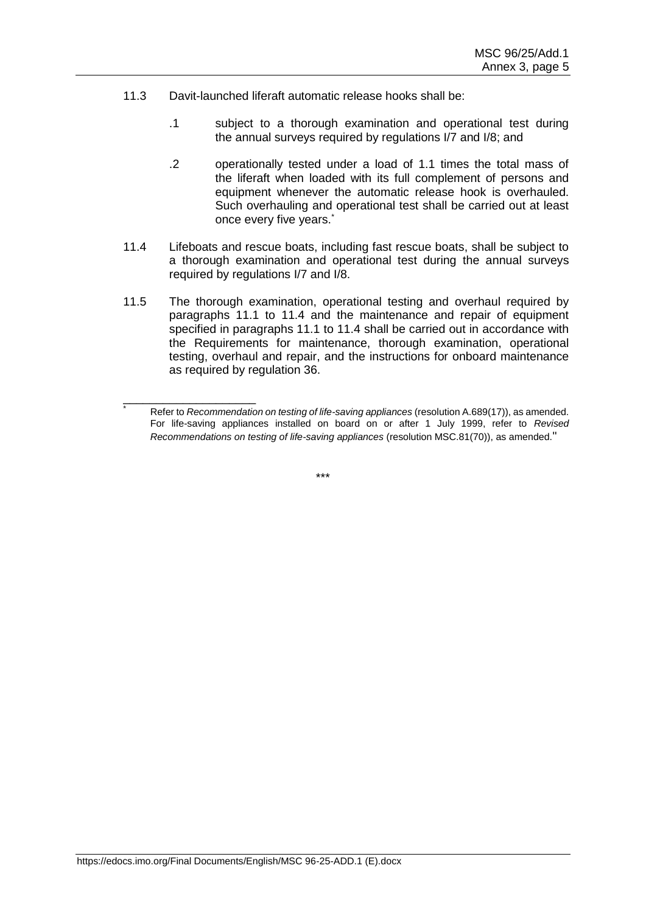11.3 Davit-launched liferaft automatic release hooks shall be:

.1 subject to a thorough examination and operational test during the annual surveys required by regulations I/7 and I/8; and

.2 operationally tested under a load of 1.1 times the total mass of the liferaft when loaded with its full complement of persons and equipment whenever the automatic release hook is overhauled. Such overhauling and operational test shall be carried out at least once every five years.*

11.4 Lifeboats and rescue boats, including fast rescue boats, shall be subject to a thorough examination and operational test during the annual surveys required by regulations I/7 and I/8.

11.5 The thorough examination, operational testing and overhaul required by paragraphs 11.1 to 11.4 and the maintenance and repair of equipment specified in paragraphs 11.1 to 11.4 shall be carried out in accordance with the Requirements for maintenance, thorough examination, operational testing, overhaul and repair, and the instructions for onboard maintenance as required by regulation 36.

---

\* Refer to *Recommendation on testing of life-saving appliances* (resolution A.689(17)), as amended. For life-saving appliances installed on board on or after 1 July 1999, refer to *Revised Recommendations on testing of life-saving appliances* (resolution MSC.81(70)), as amended."

\*\*\*